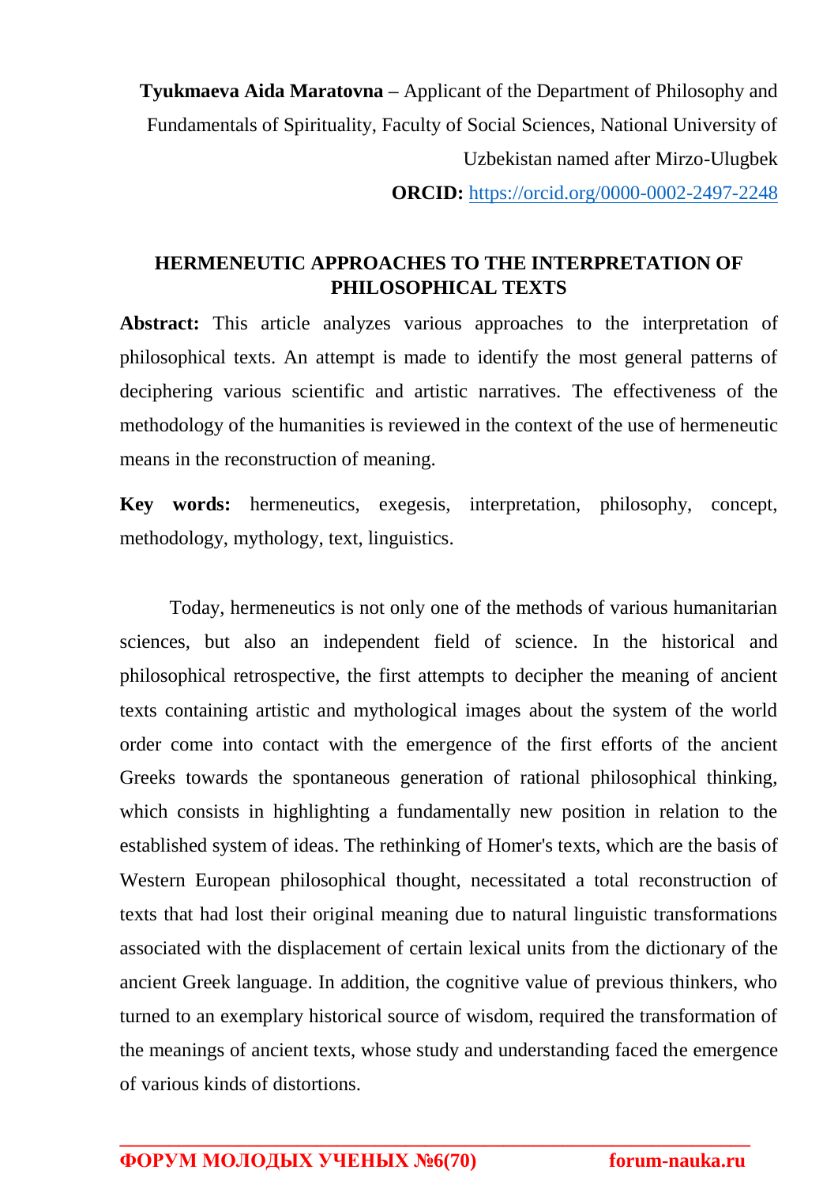**Tyukmaeva Aida Maratovna –** Applicant of the Department of Philosophy and Fundamentals of Spirituality, Faculty of Social Sciences, National University of Uzbekistan named after Mirzo-Ulugbek

**ORCID:** https://orcid.org/0000-0002-2497-2248

## HERMENEUTIC APPROACHES TO THE INTERPRETATION OF PHILOSOPHICAL TEXTS

**Abstract:** This article analyzes various approaches to the interpretation of philosophical texts. An attempt is made to identify the most general patterns of deciphering various scientific and artistic narratives. The effectiveness of the methodology of the humanities is reviewed in the context of the use of hermeneutic means in the reconstruction of meaning.

**Key words:** hermeneutics, exegesis, interpretation, philosophy, concept, methodology, mythology, text, linguistics.

Today, hermeneutics is not only one of the methods of various humanitarian sciences, but also an independent field of science. In the historical and philosophical retrospective, the first attempts to decipher the meaning of ancient texts containing artistic and mythological images about the system of the world order come into contact with the emergence of the first efforts of the ancient Greeks towards the spontaneous generation of rational philosophical thinking, which consists in highlighting a fundamentally new position in relation to the established system of ideas. The rethinking of Homer's texts, which are the basis of Western European philosophical thought, necessitated a total reconstruction of texts that had lost their original meaning due to natural linguistic transformations associated with the displacement of certain lexical units from the dictionary of the ancient Greek language. In addition, the cognitive value of previous thinkers, who turned to an exemplary historical source of wisdom, required the transformation of the meanings of ancient texts, whose study and understanding faced the emergence of various kinds of distortions.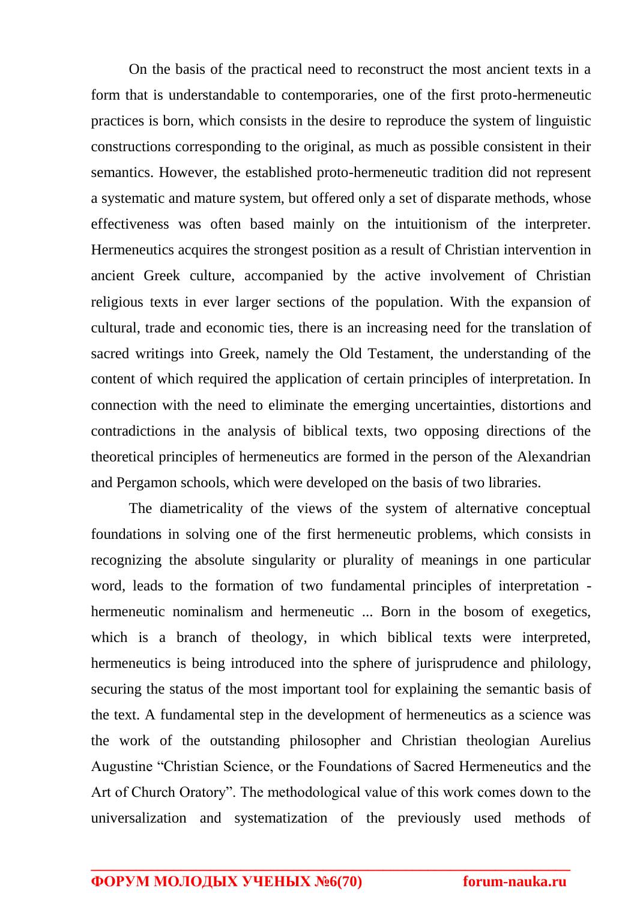On the basis of the practical need to reconstruct the most ancient texts in a form that is understandable to contemporaries, one of the first proto-hermeneutic practices is born, which consists in the desire to reproduce the system of linguistic constructions corresponding to the original, as much as possible consistent in their semantics. However, the established proto-hermeneutic tradition did not represent a systematic and mature system, but offered only a set of disparate methods, whose effectiveness was often based mainly on the intuitionism of the interpreter. Hermeneutics acquires the strongest position as a result of Christian intervention in ancient Greek culture, accompanied by the active involvement of Christian religious texts in ever larger sections of the population. With the expansion of cultural, trade and economic ties, there is an increasing need for the translation of sacred writings into Greek, namely the Old Testament, the understanding of the content of which required the application of certain principles of interpretation. In connection with the need to eliminate the emerging uncertainties, distortions and contradictions in the analysis of biblical texts, two opposing directions of the theoretical principles of hermeneutics are formed in the person of the Alexandrian and Pergamon schools, which were developed on the basis of two libraries.

The diametricality of the views of the system of alternative conceptual foundations in solving one of the first hermeneutic problems, which consists in recognizing the absolute singularity or plurality of meanings in one particular word, leads to the formation of two fundamental principles of interpretation - hermeneutic nominalism and hermeneutic ... Born in the bosom of exegetics, which is a branch of theology, in which biblical texts were interpreted, hermeneutics is being introduced into the sphere of jurisprudence and philology, securing the status of the most important tool for explaining the semantic basis of the text. A fundamental step in the development of hermeneutics as a science was the work of the outstanding philosopher and Christian theologian Aurelius Augustine “Christian Science, or the Foundations of Sacred Hermeneutics and the Art of Church Oratory”. The methodological value of this work comes down to the universalization and systematization of the previously used methods of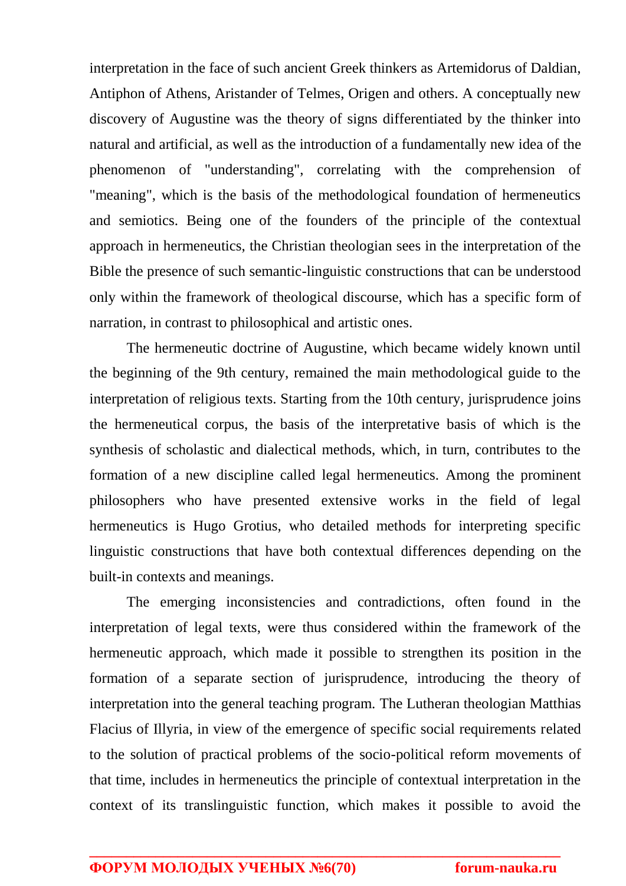interpretation in the face of such ancient Greek thinkers as Artemidorus of Daldian, Antiphon of Athens, Aristander of Telmes, Origen and others. A conceptually new discovery of Augustine was the theory of signs differentiated by the thinker into natural and artificial, as well as the introduction of a fundamentally new idea of the phenomenon of "understanding", correlating with the comprehension of "meaning", which is the basis of the methodological foundation of hermeneutics and semiotics. Being one of the founders of the principle of the contextual approach in hermeneutics, the Christian theologian sees in the interpretation of the Bible the presence of such semantic-linguistic constructions that can be understood only within the framework of theological discourse, which has a specific form of narration, in contrast to philosophical and artistic ones.

The hermeneutic doctrine of Augustine, which became widely known until the beginning of the 9th century, remained the main methodological guide to the interpretation of religious texts. Starting from the 10th century, jurisprudence joins the hermeneutical corpus, the basis of the interpretative basis of which is the synthesis of scholastic and dialectical methods, which, in turn, contributes to the formation of a new discipline called legal hermeneutics. Among the prominent philosophers who have presented extensive works in the field of legal hermeneutics is Hugo Grotius, who detailed methods for interpreting specific linguistic constructions that have both contextual differences depending on the built-in contexts and meanings.

The emerging inconsistencies and contradictions, often found in the interpretation of legal texts, were thus considered within the framework of the hermeneutic approach, which made it possible to strengthen its position in the formation of a separate section of jurisprudence, introducing the theory of interpretation into the general teaching program. The Lutheran theologian Matthias Flacius of Illyria, in view of the emergence of specific social requirements related to the solution of practical problems of the socio-political reform movements of that time, includes in hermeneutics the principle of contextual interpretation in the context of its translinguistic function, which makes it possible to avoid the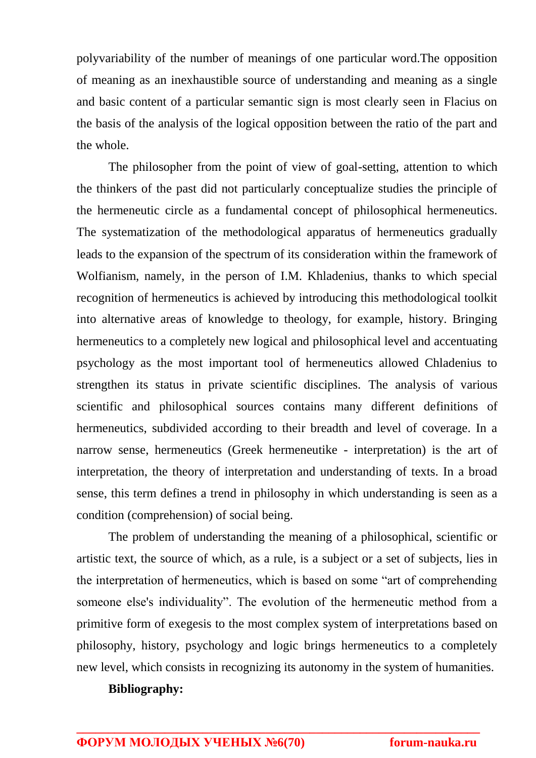polyvariability of the number of meanings of one particular word.The opposition of meaning as an inexhaustible source of understanding and meaning as a single and basic content of a particular semantic sign is most clearly seen in Flacius on the basis of the analysis of the logical opposition between the ratio of the part and the whole.

The philosopher from the point of view of goal-setting, attention to which the thinkers of the past did not particularly conceptualize studies the principle of the hermeneutic circle as a fundamental concept of philosophical hermeneutics. The systematization of the methodological apparatus of hermeneutics gradually leads to the expansion of the spectrum of its consideration within the framework of Wolfianism, namely, in the person of I.M. Khladenius, thanks to which special recognition of hermeneutics is achieved by introducing this methodological toolkit into alternative areas of knowledge to theology, for example, history. Bringing hermeneutics to a completely new logical and philosophical level and accentuating psychology as the most important tool of hermeneutics allowed Chladenius to strengthen its status in private scientific disciplines. The analysis of various scientific and philosophical sources contains many different definitions of hermeneutics, subdivided according to their breadth and level of coverage. In a narrow sense, hermeneutics (Greek hermeneutike - interpretation) is the art of interpretation, the theory of interpretation and understanding of texts. In a broad sense, this term defines a trend in philosophy in which understanding is seen as a condition (comprehension) of social being.

The problem of understanding the meaning of a philosophical, scientific or artistic text, the source of which, as a rule, is a subject or a set of subjects, lies in the interpretation of hermeneutics, which is based on some "art of comprehending someone else's individuality". The evolution of the hermeneutic method from a primitive form of exegesis to the most complex system of interpretations based on philosophy, history, psychology and logic brings hermeneutics to a completely new level, which consists in recognizing its autonomy in the system of humanities.

**Bibliography:**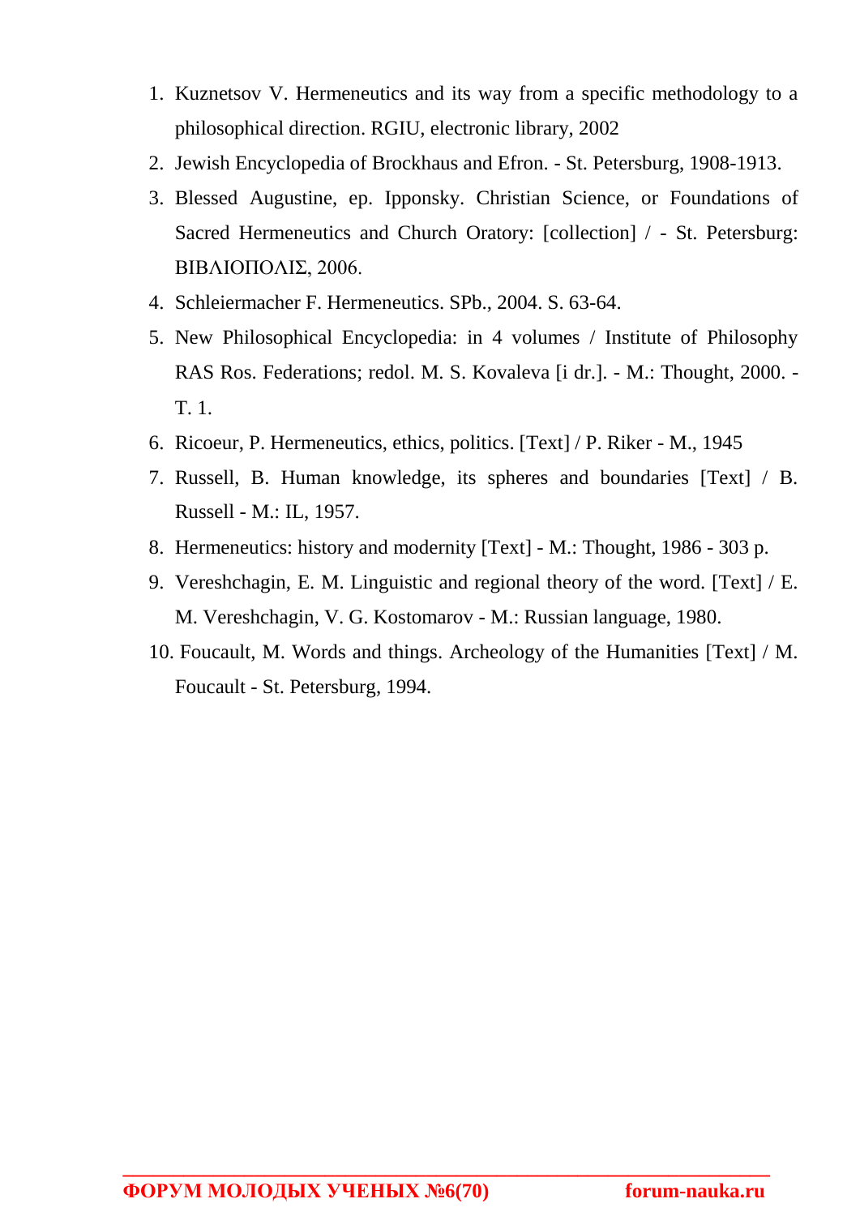1. Kuznetsov V. Hermeneutics and its way from a specific methodology to a philosophical direction. RGIU, electronic library, 2002
2. Jewish Encyclopedia of Brockhaus and Efron. - St. Petersburg, 1908-1913.
3. Blessed Augustine, ep. Ipponsky. Christian Science, or Foundations of Sacred Hermeneutics and Church Oratory: [collection] / - St. Petersburg: ΒΙΒΛΙΟΠΟΛΙΣ, 2006.
4. Schleiermacher F. Hermeneutics. SPb., 2004. S. 63-64.
5. New Philosophical Encyclopedia: in 4 volumes / Institute of Philosophy RAS Ros. Federations; redol. M. S. Kovaleva [i dr.]. - M.: Thought, 2000. - T. 1.
6. Ricoeur, P. Hermeneutics, ethics, politics. [Text] / P. Riker - M., 1945
7. Russell, B. Human knowledge, its spheres and boundaries [Text] / B. Russell - M.: IL, 1957.
8. Hermeneutics: history and modernity [Text] - M.: Thought, 1986 - 303 p.
9. Vereshchagin, E. M. Linguistic and regional theory of the word. [Text] / E. M. Vereshchagin, V. G. Kostomarov - M.: Russian language, 1980.
10. Foucault, M. Words and things. Archeology of the Humanities [Text] / M. Foucault - St. Petersburg, 1994.